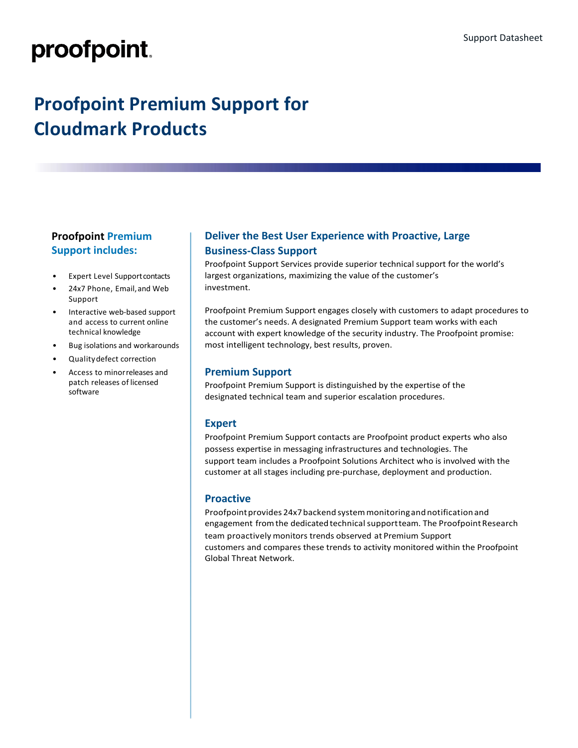proofpoint.

# Proofpoint Premium Support for Cloudmark Products

### Proofpoint Premium Support includes:

- Expert Level Support contacts
- 24x7 Phone, Email, and Web Support
- Interactive web-based support and access to current online technical knowledge
- Bug isolations and workarounds
- Quality defect correction
- Access to minor releases and patch releases of licensed software

## Deliver the Best User Experience with Proactive, Large Business-Class Support

Proofpoint Support Services provide superior technical support for the world's largest organizations, maximizing the value of the customer's investment.

Proofpoint Premium Support engages closely with customers to adapt procedures to the customer's needs. A designated Premium Support team works with each account with expert knowledge of the security industry. The Proofpoint promise: most intelligent technology, best results, proven.

## Premium Support

Proofpoint Premium Support is distinguished by the expertise of the designated technical team and superior escalation procedures.

## Expert

Proofpoint Premium Support contacts are Proofpoint product experts who also possess expertise in messaging infrastructures and technologies. The support team includes a Proofpoint Solutions Architect who is involved with the customer at all stages including pre-purchase, deployment and production.

## Proactive

Proofpoint provides 24x7 backend system monitoring and notification and engagement from the dedicated technical support team. The Proofpoint Research team proactively monitors trends observed at Premium Support customers and compares these trends to activity monitored within the Proofpoint Global Threat Network.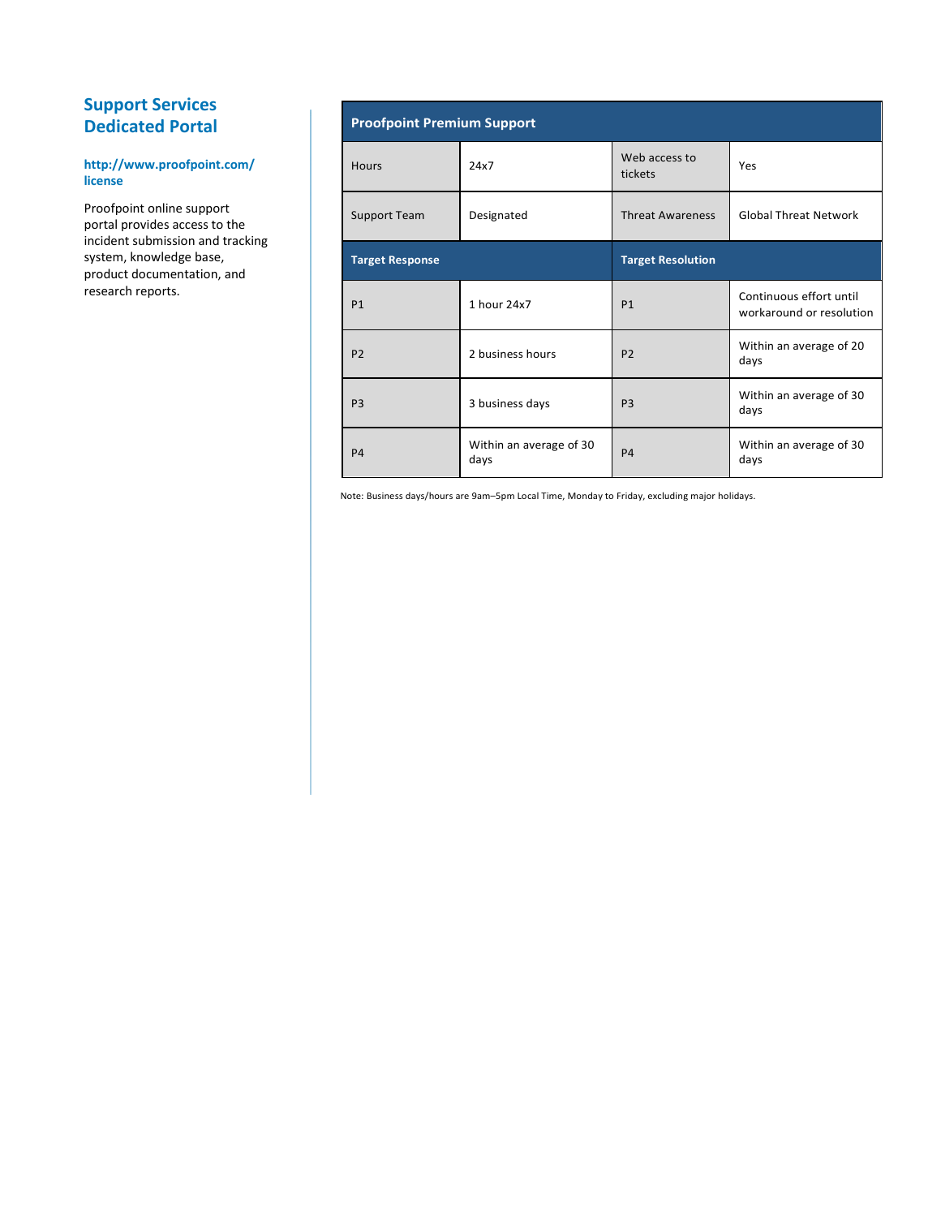## Support Services Dedicated Portal

**http://www.proofpoint.com/license**

Proofpoint online support portal provides access to the incident submission and tracking system, knowledge base, product documentation, and research reports.

| **Proofpoint Premium Support** | | | |
|---|---|---|---|
| Hours | 24x7 | Web access to tickets | Yes |
| Support Team | Designated | Threat Awareness | Global Threat Network |
| **Target Response** | | **Target Resolution** | |
| P1 | 1 hour 24x7 | P1 | Continuous effort until workaround or resolution |
| P2 | 2 business hours | P2 | Within an average of 20 days |
| P3 | 3 business days | P3 | Within an average of 30 days |
| P4 | Within an average of 30 days | P4 | Within an average of 30 days |

Note: Business days/hours are 9am–5pm Local Time, Monday to Friday, excluding major holidays.